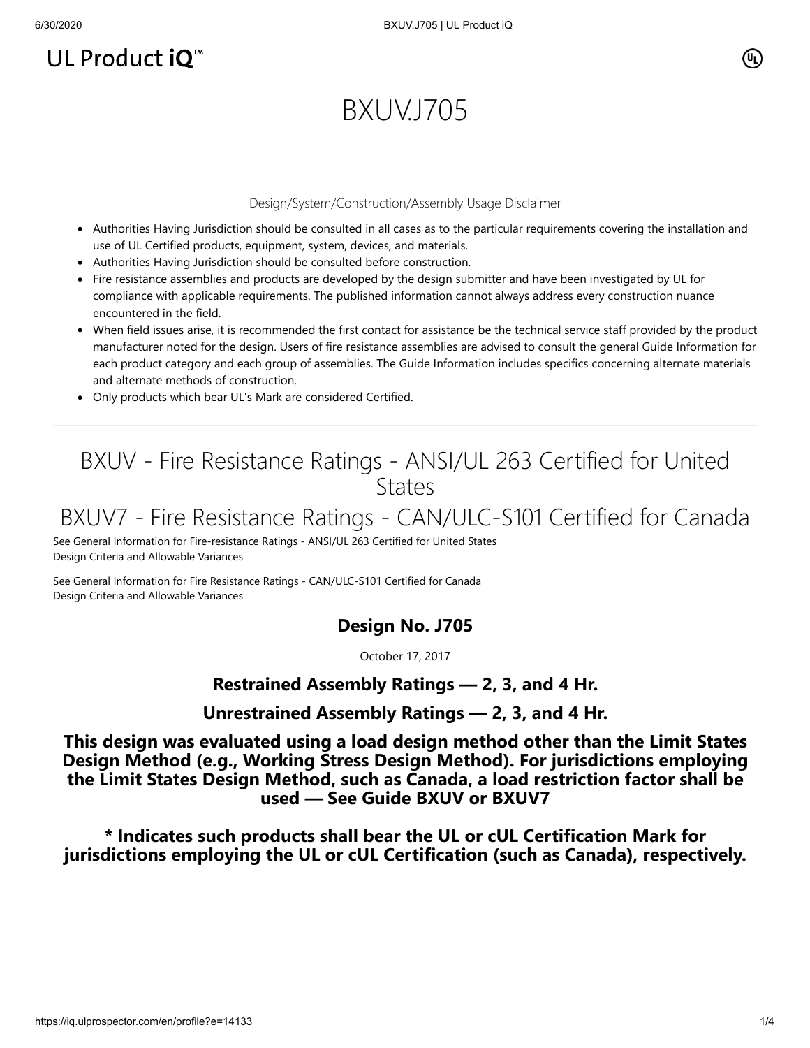UL Product iQ™

# BXUV.J705

Design/System/Construction/Assembly Usage Disclaimer

- Authorities Having Jurisdiction should be consulted in all cases as to the particular requirements covering the installation and use of UL Certified products, equipment, system, devices, and materials.
- Authorities Having Jurisdiction should be consulted before construction.
- Fire resistance assemblies and products are developed by the design submitter and have been investigated by UL for compliance with applicable requirements. The published information cannot always address every construction nuance encountered in the field.
- When field issues arise, it is recommended the first contact for assistance be the technical service staff provided by the product manufacturer noted for the design. Users of fire resistance assemblies are advised to consult the general Guide Information for each product category and each group of assemblies. The Guide Information includes specifics concerning alternate materials and alternate methods of construction.
- Only products which bear UL's Mark are considered Certified.

---

## BXUV - Fire Resistance Ratings - ANSI/UL 263 Certified for United States

## BXUV7 - Fire Resistance Ratings - CAN/ULC-S101 Certified for Canada

See General Information for Fire-resistance Ratings - ANSI/UL 263 Certified for United States
Design Criteria and Allowable Variances

See General Information for Fire Resistance Ratings - CAN/ULC-S101 Certified for Canada
Design Criteria and Allowable Variances

### Design No. J705

October 17, 2017

### Restrained Assembly Ratings — 2, 3, and 4 Hr.

### Unrestrained Assembly Ratings — 2, 3, and 4 Hr.

**This design was evaluated using a load design method other than the Limit States Design Method (e.g., Working Stress Design Method). For jurisdictions employing the Limit States Design Method, such as Canada, a load restriction factor shall be used — See Guide BXUV or BXUV7**

**\* Indicates such products shall bear the UL or cUL Certification Mark for jurisdictions employing the UL or cUL Certification (such as Canada), respectively.**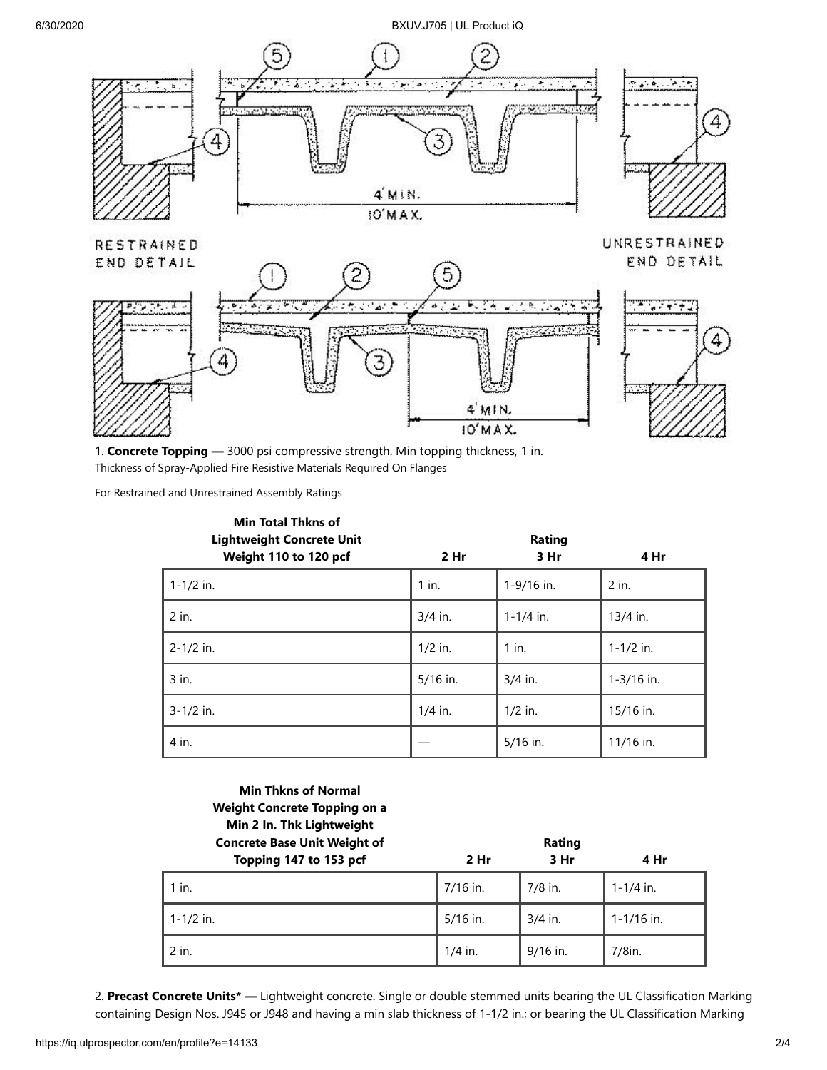RESTRAINED END DETAIL

UNRESTRAINED END DETAIL

4' MIN.
10' MAX.

1. **Concrete Topping —** 3000 psi compressive strength. Min topping thickness, 1 in.
Thickness of Spray-Applied Fire Resistive Materials Required On Flanges

For Restrained and Unrestrained Assembly Ratings

| Min Total Thkns of Lightweight Concrete Unit Weight 110 to 120 pcf | Rating 2 Hr | 3 Hr | 4 Hr |
|---|---|---|---|
| 1-1/2 in. | 1 in. | 1-9/16 in. | 2 in. |
| 2 in. | 3/4 in. | 1-1/4 in. | 13/4 in. |
| 2-1/2 in. | 1/2 in. | 1 in. | 1-1/2 in. |
| 3 in. | 5/16 in. | 3/4 in. | 1-3/16 in. |
| 3-1/2 in. | 1/4 in. | 1/2 in. | 15/16 in. |
| 4 in. | — | 5/16 in. | 11/16 in. |

| Min Thkns of Normal Weight Concrete Topping on a Min 2 In. Thk Lightweight Concrete Base Unit Weight of Topping 147 to 153 pcf | Rating 2 Hr | 3 Hr | 4 Hr |
|---|---|---|---|
| 1 in. | 7/16 in. | 7/8 in. | 1-1/4 in. |
| 1-1/2 in. | 5/16 in. | 3/4 in. | 1-1/16 in. |
| 2 in. | 1/4 in. | 9/16 in. | 7/8in. |

2. **Precast Concrete Units* —** Lightweight concrete. Single or double stemmed units bearing the UL Classification Marking containing Design Nos. J945 or J948 and having a min slab thickness of 1-1/2 in.; or bearing the UL Classification Marking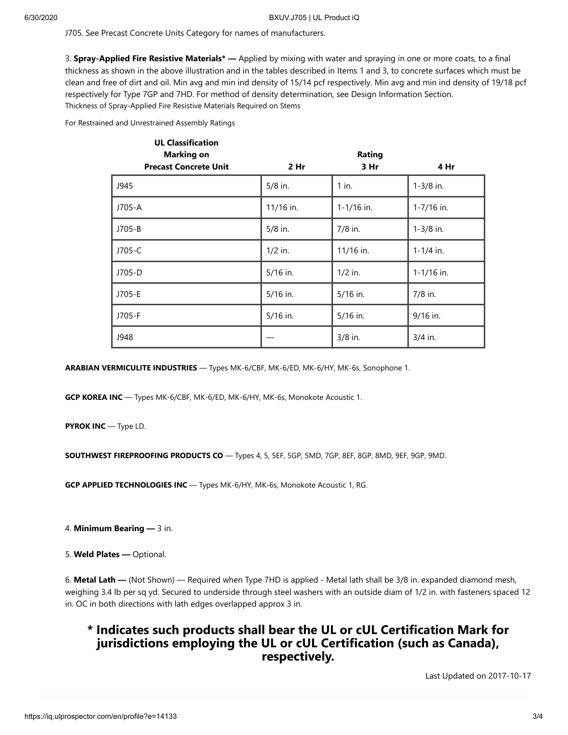J705. See Precast Concrete Units Category for names of manufacturers.

3. **Spray-Applied Fire Resistive Materials* —** Applied by mixing with water and spraying in one or more coats, to a final thickness as shown in the above illustration and in the tables described in Items 1 and 3, to concrete surfaces which must be clean and free of dirt and oil. Min avg and min ind density of 15/14 pcf respectively. Min avg and min ind density of 19/18 pcf respectively for Type 7GP and 7HD. For method of density determination, see Design Information Section.
Thickness of Spray-Applied Fire Resistive Materials Required on Stems

For Restrained and Unrestrained Assembly Ratings

| UL Classification Marking on Precast Concrete Unit | Rating | | |
|---|---|---|---|
| | 2 Hr | 3 Hr | 4 Hr |
| J945 | 5/8 in. | 1 in. | 1-3/8 in. |
| J705-A | 11/16 in. | 1-1/16 in. | 1-7/16 in. |
| J705-B | 5/8 in. | 7/8 in. | 1-3/8 in. |
| J705-C | 1/2 in. | 11/16 in. | 1-1/4 in. |
| J705-D | 5/16 in. | 1/2 in. | 1-1/16 in. |
| J705-E | 5/16 in. | 5/16 in. | 7/8 in. |
| J705-F | 5/16 in. | 5/16 in. | 9/16 in. |
| J948 | — | 3/8 in. | 3/4 in. |

**ARABIAN VERMICULITE INDUSTRIES** — Types MK-6/CBF, MK-6/ED, MK-6/HY, MK-6s, Sonophone 1.

**GCP KOREA INC** — Types MK-6/CBF, MK-6/ED, MK-6/HY, MK-6s, Monokote Acoustic 1.

**PYROK INC** — Type LD.

**SOUTHWEST FIREPROOFING PRODUCTS CO** — Types 4, 5, 5EF, 5GP, 5MD, 7GP, 8EF, 8GP, 8MD, 9EF, 9GP, 9MD.

**GCP APPLIED TECHNOLOGIES INC** — Types MK-6/HY, MK-6s, Monokote Acoustic 1, RG.

4. **Minimum Bearing —** 3 in.

5. **Weld Plates —** Optional.

6. **Metal Lath —** (Not Shown) — Required when Type 7HD is applied - Metal lath shall be 3/8 in. expanded diamond mesh, weighing 3.4 lb per sq yd. Secured to underside through steel washers with an outside diam of 1/2 in. with fasteners spaced 12 in. OC in both directions with lath edges overlapped approx 3 in.

## * Indicates such products shall bear the UL or cUL Certification Mark for jurisdictions employing the UL or cUL Certification (such as Canada), respectively.

Last Updated on 2017-10-17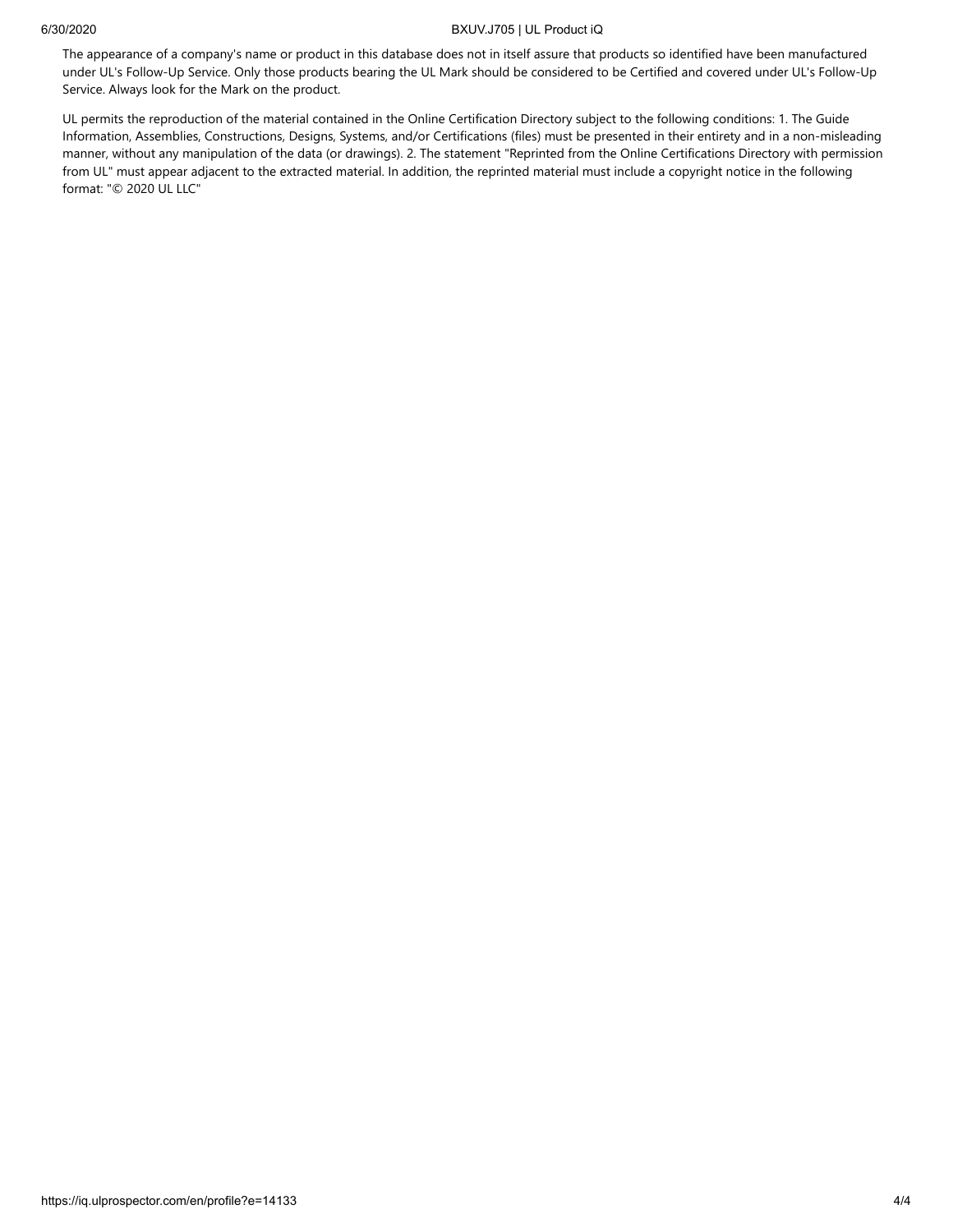The appearance of a company's name or product in this database does not in itself assure that products so identified have been manufactured under UL's Follow-Up Service. Only those products bearing the UL Mark should be considered to be Certified and covered under UL's Follow-Up Service. Always look for the Mark on the product.

UL permits the reproduction of the material contained in the Online Certification Directory subject to the following conditions: 1. The Guide Information, Assemblies, Constructions, Designs, Systems, and/or Certifications (files) must be presented in their entirety and in a non-misleading manner, without any manipulation of the data (or drawings). 2. The statement "Reprinted from the Online Certifications Directory with permission from UL" must appear adjacent to the extracted material. In addition, the reprinted material must include a copyright notice in the following format: "© 2020 UL LLC"